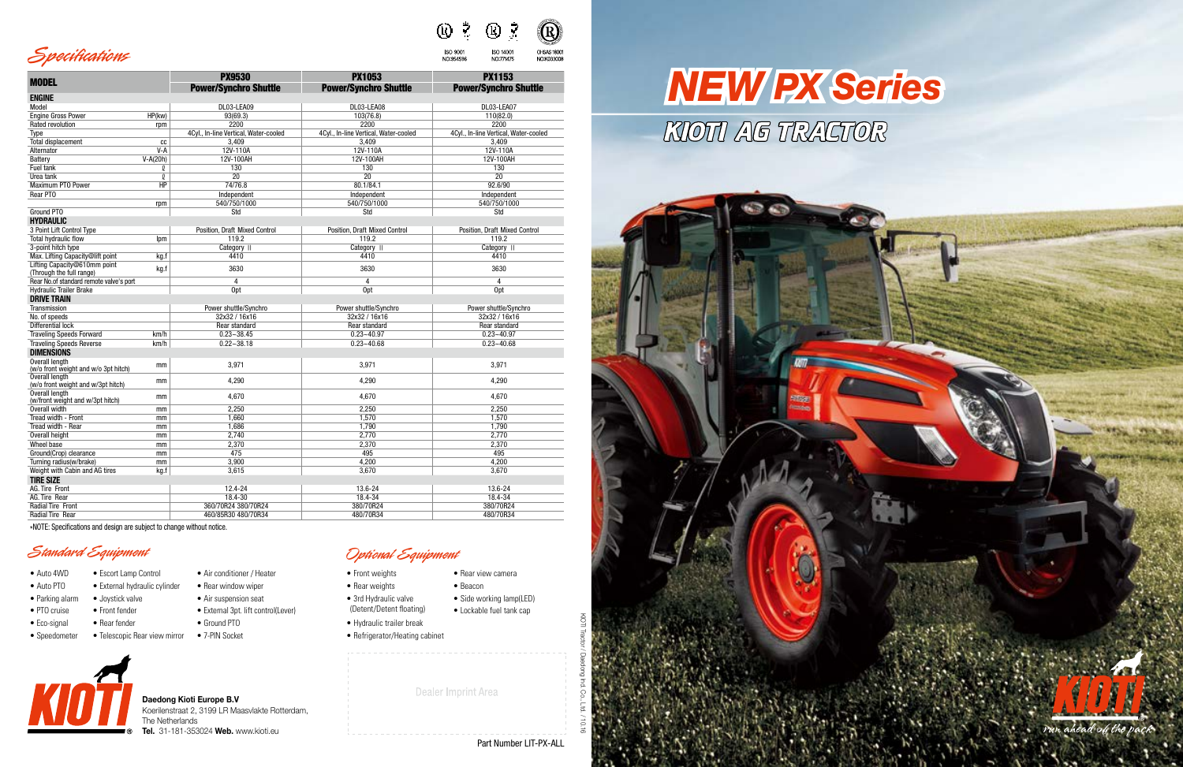## Specifications

| MODEL | | PX9530 Power/Synchro Shuttle | PX1053 Power/Synchro Shuttle | PX1153 Power/Synchro Shuttle |
|---|---|---|---|---|
| **ENGINE** | | | | |
| Model | | DL03-LEA09 | DL03-LEA08 | DL03-LEA07 |
| Engine Gross Power | HP(kw) | 93(69.3) | 103(76.8) | 110(82.0) |
| Rated revolution | rpm | 2200 | 2200 | 2200 |
| Type | | 4Cyl., In-line Vertical, Water-cooled | 4Cyl., In-line Vertical, Water-cooled | 4Cyl., In-line Vertical, Water-cooled |
| Total displacement | cc | 3,409 | 3,409 | 3,409 |
| Alternator | V-A | 12V-110A | 12V-110A | 12V-110A |
| Battery | V-A(20h) | 12V-100AH | 12V-100AH | 12V-100AH |
| Fuel tank | ℓ | 130 | 130 | 130 |
| Urea tank | ℓ | 20 | 20 | 20 |
| Maximum PTO Power | HP | 74/76.8 | 80.1/84.1 | 92.6/90 |
| Rear PTO | | Independent | Independent | Independent |
| | rpm | 540/750/1000 | 540/750/1000 | 540/750/1000 |
| Ground PTO | | Std | Std | Std |
| **HYDRAULIC** | | | | |
| 3 Point Lift Control Type | | Position, Draft Mixed Control | Position, Draft Mixed Control | Position, Draft Mixed Control |
| Total hydraulic flow | lpm | 119.2 | 119.2 | 119.2 |
| 3-point hitch type | | Category II | Category II | Category II |
| Max. Lifting Capacity@lift point | kg.f | 4410 | 4410 | 4410 |
| Lifting Capacity@610mm point (Through the full range) | kg.f | 3630 | 3630 | 3630 |
| Rear No.of standard remote valve's port | | 4 | 4 | 4 |
| Hydraulic Trailer Brake | | Opt | Opt | Opt |
| **DRIVE TRAIN** | | | | |
| Transmission | | Power shuttle/Synchro | Power shuttle/Synchro | Power shuttle/Synchro |
| No. of speeds | | 32x32 / 16x16 | 32x32 / 16x16 | 32x32 / 16x16 |
| Differential lock | | Rear standard | Rear standard | Rear standard |
| Traveling Speeds Forward | km/h | 0.23~38.45 | 0.23~40.97 | 0.23~40.97 |
| Traveling Speeds Reverse | km/h | 0.22~38.18 | 0.23~40.68 | 0.23~40.68 |
| **DIMENSIONS** | | | | |
| Overall length (w/o front weight and w/o 3pt hitch) | mm | 3,971 | 3,971 | 3,971 |
| Overall length (w/o front weight and w/3pt hitch) | mm | 4,290 | 4,290 | 4,290 |
| Overall length (w/front weight and w/3pt hitch) | mm | 4,670 | 4,670 | 4,670 |
| Overall width | mm | 2,250 | 2,250 | 2,250 |
| Tread width - Front | mm | 1,660 | 1,570 | 1,570 |
| Tread width - Rear | mm | 1,686 | 1,790 | 1,790 |
| Overall height | mm | 2,740 | 2,770 | 2,770 |
| Wheel base | mm | 2,370 | 2,370 | 2,370 |
| Ground(Crop) clearance | mm | 475 | 495 | 495 |
| Turning radius(w/brake) | mm | 3,900 | 4,200 | 4,200 |
| Weight with Cabin and AG tires | kg.f | 3,615 | 3,670 | 3,670 |
| **TIRE SIZE** | | | | |
| AG. Tire Front | | 12.4-24 | 13.6-24 | 13.6-24 |
| AG. Tire Rear | | 18.4-30 | 18.4-34 | 18.4-34 |
| Radial Tire Front | | 360/70R24 380/70R24 | 380/70R24 | 380/70R24 |
| Radial Tire Rear | | 460/85R30 480/70R34 | 480/70R34 | 480/70R34 |

*NOTE: Specifications and design are subject to change without notice.

## Standard Equipment

- Auto 4WD
- Auto PTO
- Parking alarm
- PTO cruise
- Eco-signal
- Speedometer
- Escort Lamp Control
- External hydraulic cylinder
- Joystick valve
- Front fender
- Rear fender
- Telescopic Rear view mirror
- Air conditioner / Heater
- Rear window wiper
- Air suspension seat
- External 3pt. lift control(Lever)
- Ground PTO
- 7-PIN Socket

## Optional Equipment

- Front weights
- Rear weights
- 3rd Hydraulic valve (Detent/Detent floating)
- Hydraulic trailer break
- Refrigerator/Heating cabinet
- Rear view camera
- Beacon
- Side working lamp(LED)
- Lockable fuel tank cap

**Daedong Kioti Europe B.V**
Koerilenstraat 2, 3199 LR Maasvlakte Rotterdam,
The Netherlands
**Tel.** 31-181-353024 **Web.** www.kioti.eu

Dealer Imprint Area

Part Number LIT-PX-ALL

ISO 9001 NO:954596 | ISO 14001 NO:77M75 | OHSAS 18001 NO:K033008

KIOTI Tractor / Daedong Ind. Co., Ltd. / 10.16

# NEW PX Series

## KIOTI AG TRACTOR

KIOTI run ahead of the pack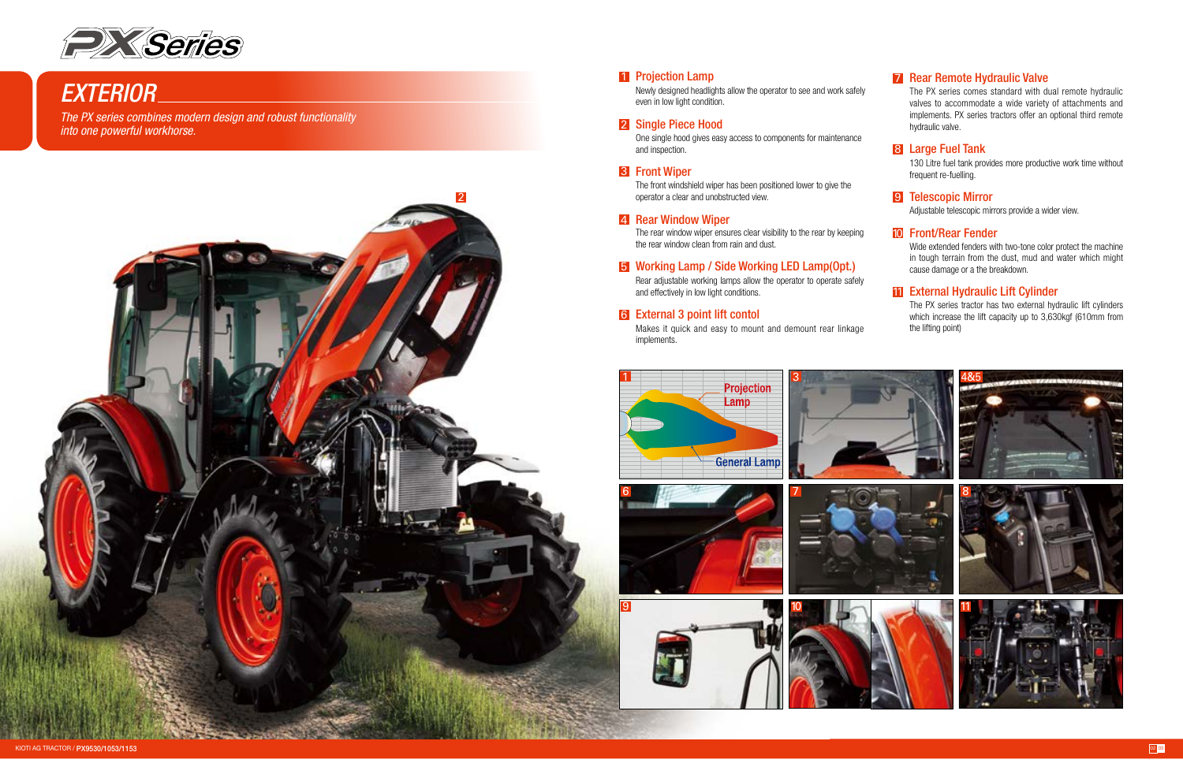# EXTERIOR

*The PX series combines modern design and robust functionality into one powerful workhorse.*

## 1 Projection Lamp

Newly designed headlights allow the operator to see and work safely even in low light condition.

## 2 Single Piece Hood

One single hood gives easy access to components for maintenance and inspection.

## 3 Front Wiper

The front windshield wiper has been positioned lower to give the operator a clear and unobstructed view.

## 4 Rear Window Wiper

The rear window wiper ensures clear visibility to the rear by keeping the rear window clean from rain and dust.

## 5 Working Lamp / Side Working LED Lamp(Opt.)

Rear adjustable working lamps allow the operator to operate safely and effectively in low light conditions.

## 6 External 3 point lift contol

Makes it quick and easy to mount and demount rear linkage implements.

## 7 Rear Remote Hydraulic Valve

The PX series comes standard with dual remote hydraulic valves to accommodate a wide variety of attachments and implements. PX series tractors offer an optional third remote hydraulic valve.

## 8 Large Fuel Tank

130 Litre fuel tank provides more productive work time without frequent re-fuelling.

## 9 Telescopic Mirror

Adjustable telescopic mirrors provide a wider view.

## 10 Front/Rear Fender

Wide extended fenders with two-tone color protect the machine in tough terrain from the dust, mud and water which might cause damage or a the breakdown.

## 11 External Hydraulic Lift Cylinder

The PX series tractor has two external hydraulic lift cylinders which increase the lift capacity up to 3,630kgf (610mm from the lifting point)

1 Projection Lamp / General Lamp

3

4&5

6

7

8

9

10

11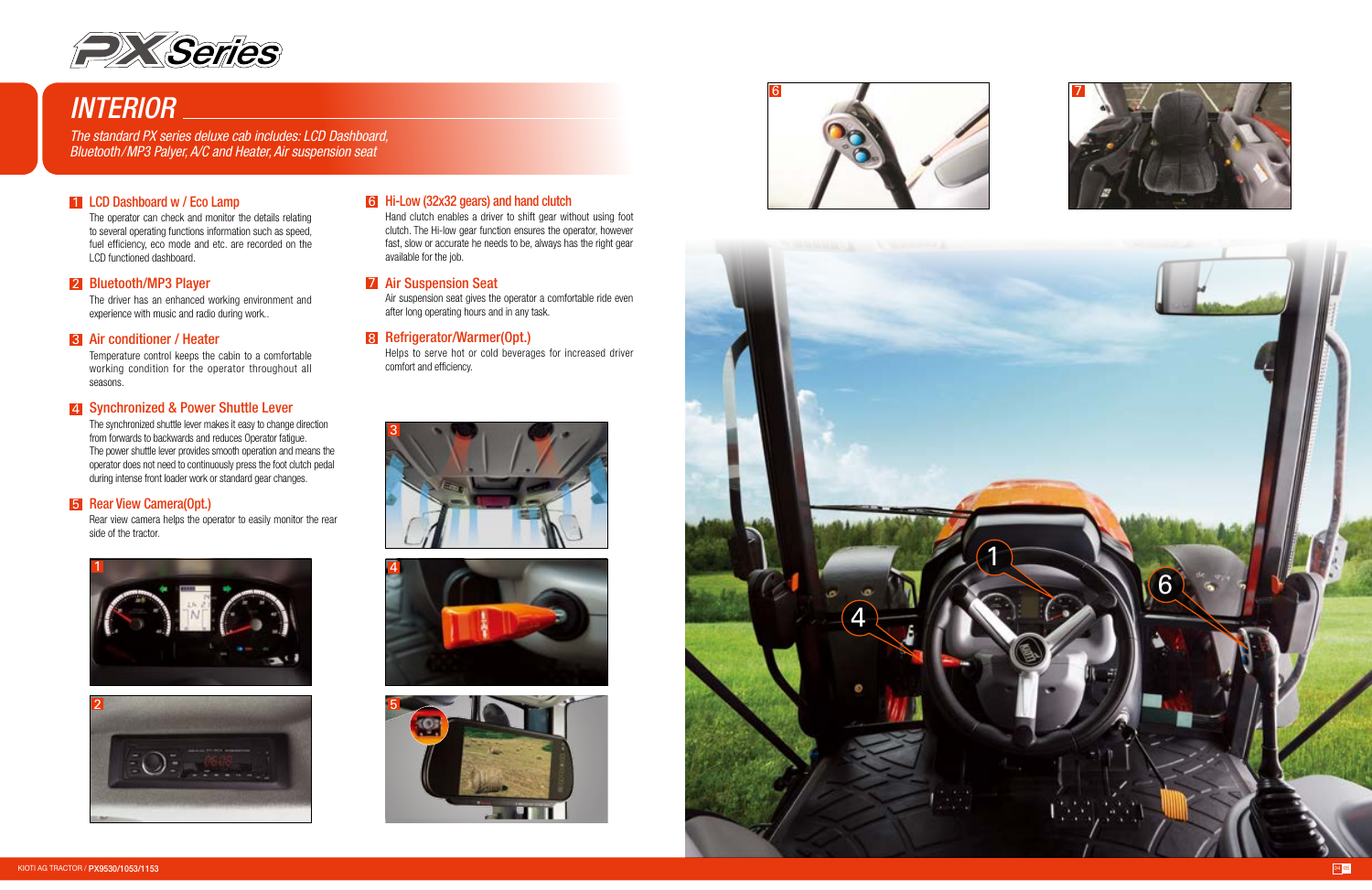# INTERIOR

*The standard PX series deluxe cab includes: LCD Dashboard, Bluetooth/MP3 Palyer, A/C and Heater, Air suspension seat*

## 1 LCD Dashboard w / Eco Lamp

The operator can check and monitor the details relating to several operating functions information such as speed, fuel efficiency, eco mode and etc. are recorded on the LCD functioned dashboard.

## 2 Bluetooth/MP3 Player

The driver has an enhanced working environment and experience with music and radio during work..

## 3 Air conditioner / Heater

Temperature control keeps the cabin to a comfortable working condition for the operator throughout all seasons.

## 4 Synchronized & Power Shuttle Lever

The synchronized shuttle lever makes it easy to change direction from forwards to backwards and reduces Operator fatigue.
The power shuttle lever provides smooth operation and means the operator does not need to continuously press the foot clutch pedal during intense front loader work or standard gear changes.

## 5 Rear View Camera(Opt.)

Rear view camera helps the operator to easily monitor the rear side of the tractor.

## 6 Hi-Low (32x32 gears) and hand clutch

Hand clutch enables a driver to shift gear without using foot clutch. The Hi-low gear function ensures the operator, however fast, slow or accurate he needs to be, always has the right gear available for the job.

## 7 Air Suspension Seat

Air suspension seat gives the operator a comfortable ride even after long operating hours and in any task.

## 8 Refrigerator/Warmer(Opt.)

Helps to serve hot or cold beverages for increased driver comfort and efficiency.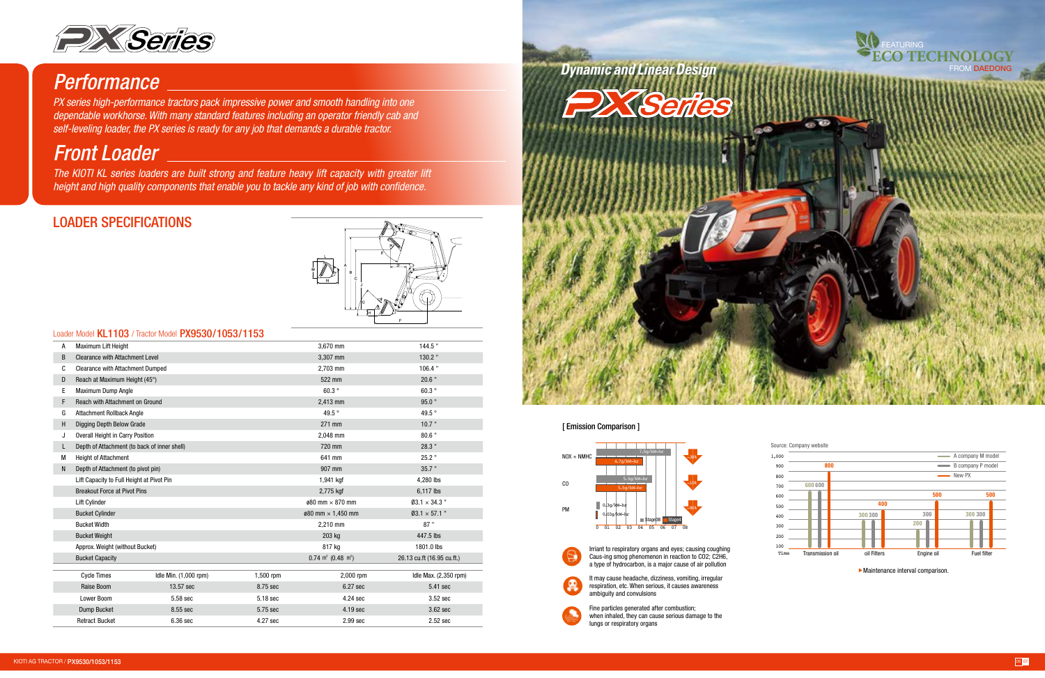# PX Series

## Performance

*PX series high-performance tractors pack impressive power and smooth handling into one dependable workhorse. With many standard features including an operator friendly cab and self-leveling loader, the PX series is ready for any job that demands a durable tractor.*

## Front Loader

*The KIOTI KL series loaders are built strong and feature heavy lift capacity with greater lift height and high quality components that enable you to tackle any kind of job with confidence.*

## LOADER SPECIFICATIONS

Loader Model **KL1103** / Tractor Model **PX9530/1053/1153**

| | | | |
|---|---|---|---|
| A | Maximum Lift Height | 3,670 mm | 144.5 " |
| B | Clearance with Attachment Level | 3,307 mm | 130.2 " |
| C | Clearance with Attachment Dumped | 2,703 mm | 106.4 " |
| D | Reach at Maximum Height (45°) | 522 mm | 20.6 " |
| E | Maximum Dump Angle | 60.3 ° | 60.3 ° |
| F | Reach with Attachment on Ground | 2,413 mm | 95.0 " |
| G | Attachment Rollback Angle | 49.5 ° | 49.5 ° |
| H | Digging Depth Below Grade | 271 mm | 10.7 " |
| J | Overall Height in Carry Position | 2,048 mm | 80.6 " |
| L | Depth of Attachment (to back of inner shell) | 720 mm | 28.3 " |
| M | Height of Attachment | 641 mm | 25.2 " |
| N | Depth of Attachment (to pivot pin) | 907 mm | 35.7 " |
| | Lift Capacity to Full Height at Pivot Pin | 1,941 kgf | 4,280 lbs |
| | Breakout Force at Pivot Pins | 2,775 kgf | 6,117 lbs |
| | Lift Cylinder | ø80 mm × 870 mm | Ø3.1 × 34.3 " |
| | Bucket Cylinder | ø80 mm × 1,450 mm | Ø3.1 × 57.1 " |
| | Bucket Width | 2,210 mm | 87 " |
| | Bucket Weight | 203 kg | 447.5 lbs |
| | Approx. Weight (without Bucket) | 817 kg | 1801.0 lbs |
| | Bucket Capacity | 0.74 m³ (0.48 m³) | 26.13 cu.ft (16.95 cu.ft.) |

| Cycle Times | Idle Min. (1,000 rpm) | 1,500 rpm | 2,000 rpm | Idle Max. (2,350 rpm) |
|---|---|---|---|---|
| Raise Boom | 13.57 sec | 8.75 sec | 6.27 sec | 5.41 sec |
| Lower Boom | 5.58 sec | 5.18 sec | 4.24 sec | 3.52 sec |
| Dump Bucket | 8.55 sec | 5.75 sec | 4.19 sec | 3.62 sec |
| Retract Bucket | 6.36 sec | 4.27 sec | 2.99 sec | 2.52 sec |

FEATURING ECO TECHNOLOGY FROM DAEDONG

*Dynamic and Linear Design*

PX Series

### [ Emission Comparison ]

NOX + NMHC
7.5g/kW-hr
4.7g/kW-hr
CO
5.5g/kW-hr
5.0g/kW-hr
PM
0.3g/kW-hr
0.03g/kW-hr
StageIIIB
Stage4
0 01 02 03 04 05 06 07 08

Irriant to respiratory organs and eyes; causing coughing Caus-ing smog phenomenon in reaction to CO2; C2H6, a type of hydrocarbon, is a major cause of air pollution

It may cause headache, dizziness, vomiting, irregular respiration, etc. When serious, it causes awareness ambiguity and convulsions

Fine particles generated after combustion; when inhaled, they can cause serious damage to the lungs or respiratory organs

Source: Company website

A company M model
B company P model
New PX

Time
1,000 900 800 700 600 500 400 300 200 100

Transmission oil: 600 600 800
oil Filters: 300 300 400
Engine oil: 200 300 500
Fuel filter: 300 300 500

▶Maintenance interval comparison.